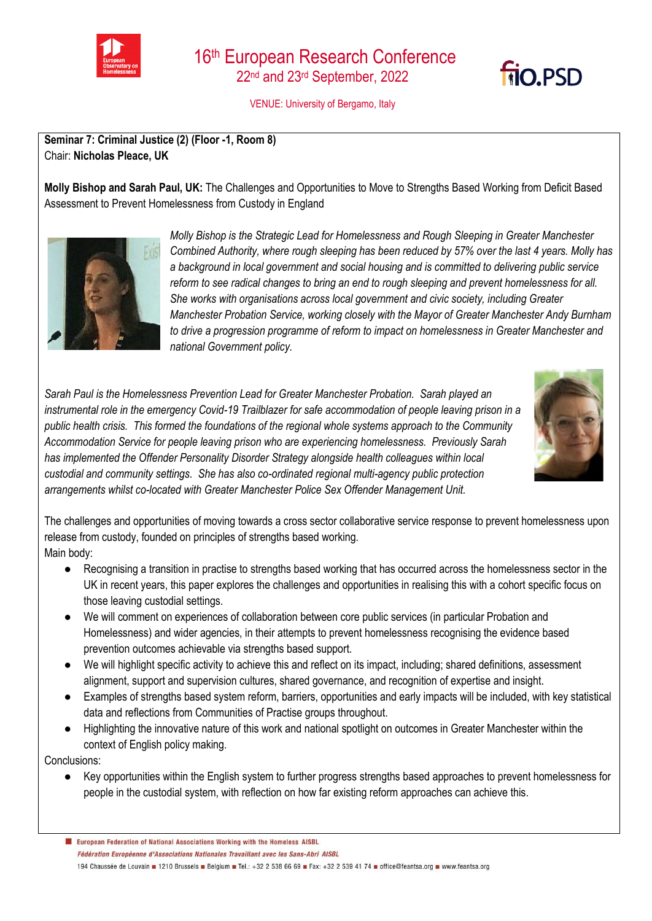# 16th European Research Conference

22nd and 23rd September, 2022

VENUE: University of Bergamo, Italy

**Seminar 7: Criminal Justice (2) (Floor -1, Room 8)**
Chair: **Nicholas Pleace, UK**

**Molly Bishop and Sarah Paul, UK:** The Challenges and Opportunities to Move to Strengths Based Working from Deficit Based Assessment to Prevent Homelessness from Custody in England

*Molly Bishop is the Strategic Lead for Homelessness and Rough Sleeping in Greater Manchester Combined Authority, where rough sleeping has been reduced by 57% over the last 4 years. Molly has a background in local government and social housing and is committed to delivering public service reform to see radical changes to bring an end to rough sleeping and prevent homelessness for all. She works with organisations across local government and civic society, including Greater Manchester Probation Service, working closely with the Mayor of Greater Manchester Andy Burnham to drive a progression programme of reform to impact on homelessness in Greater Manchester and national Government policy.*

*Sarah Paul is the Homelessness Prevention Lead for Greater Manchester Probation. Sarah played an instrumental role in the emergency Covid-19 Trailblazer for safe accommodation of people leaving prison in a public health crisis. This formed the foundations of the regional whole systems approach to the Community Accommodation Service for people leaving prison who are experiencing homelessness. Previously Sarah has implemented the Offender Personality Disorder Strategy alongside health colleagues within local custodial and community settings. She has also co-ordinated regional multi-agency public protection arrangements whilst co-located with Greater Manchester Police Sex Offender Management Unit.*

The challenges and opportunities of moving towards a cross sector collaborative service response to prevent homelessness upon release from custody, founded on principles of strengths based working.

Main body:

- Recognising a transition in practise to strengths based working that has occurred across the homelessness sector in the UK in recent years, this paper explores the challenges and opportunities in realising this with a cohort specific focus on those leaving custodial settings.
- We will comment on experiences of collaboration between core public services (in particular Probation and Homelessness) and wider agencies, in their attempts to prevent homelessness recognising the evidence based prevention outcomes achievable via strengths based support.
- We will highlight specific activity to achieve this and reflect on its impact, including; shared definitions, assessment alignment, support and supervision cultures, shared governance, and recognition of expertise and insight.
- Examples of strengths based system reform, barriers, opportunities and early impacts will be included, with key statistical data and reflections from Communities of Practise groups throughout.
- Highlighting the innovative nature of this work and national spotlight on outcomes in Greater Manchester within the context of English policy making.

Conclusions:

- Key opportunities within the English system to further progress strengths based approaches to prevent homelessness for people in the custodial system, with reflection on how far existing reform approaches can achieve this.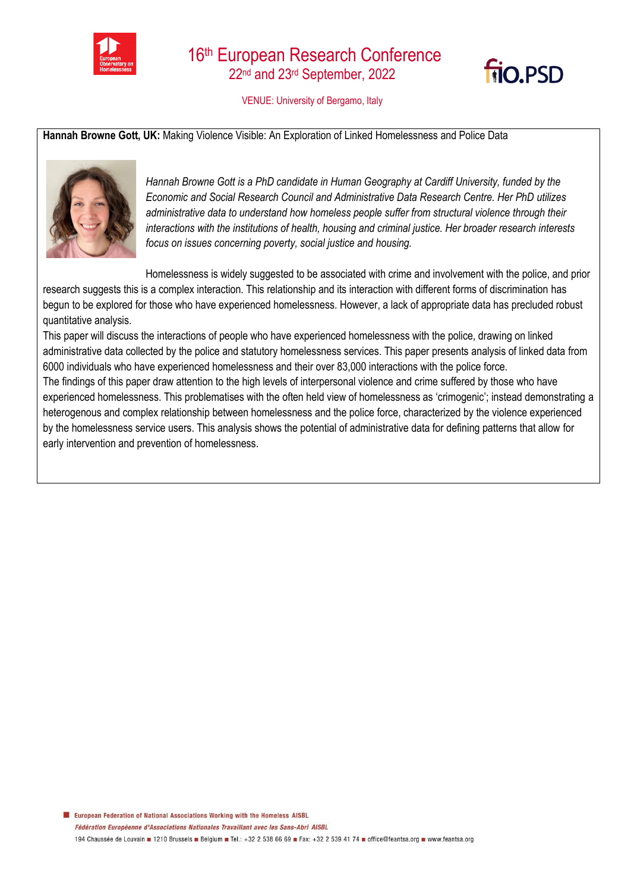**Hannah Browne Gott, UK:** Making Violence Visible: An Exploration of Linked Homelessness and Police Data

*Hannah Browne Gott is a PhD candidate in Human Geography at Cardiff University, funded by the Economic and Social Research Council and Administrative Data Research Centre. Her PhD utilizes administrative data to understand how homeless people suffer from structural violence through their interactions with the institutions of health, housing and criminal justice. Her broader research interests focus on issues concerning poverty, social justice and housing.*

Homelessness is widely suggested to be associated with crime and involvement with the police, and prior research suggests this is a complex interaction. This relationship and its interaction with different forms of discrimination has begun to be explored for those who have experienced homelessness. However, a lack of appropriate data has precluded robust quantitative analysis.

This paper will discuss the interactions of people who have experienced homelessness with the police, drawing on linked administrative data collected by the police and statutory homelessness services. This paper presents analysis of linked data from 6000 individuals who have experienced homelessness and their over 83,000 interactions with the police force.

The findings of this paper draw attention to the high levels of interpersonal violence and crime suffered by those who have experienced homelessness. This problematises with the often held view of homelessness as 'crimogenic'; instead demonstrating a heterogenous and complex relationship between homelessness and the police force, characterized by the violence experienced by the homelessness service users. This analysis shows the potential of administrative data for defining patterns that allow for early intervention and prevention of homelessness.